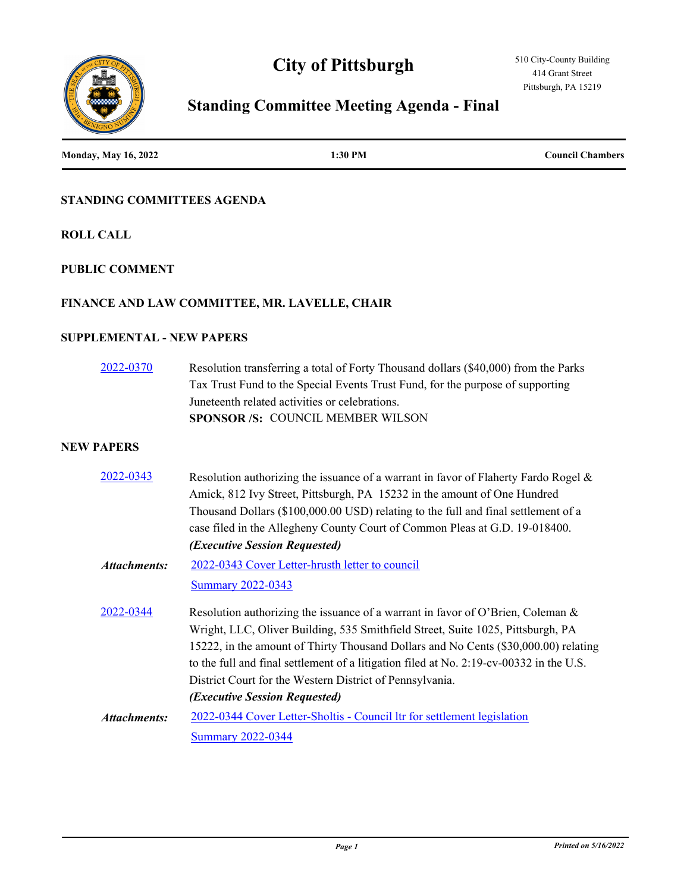# City of Pittsburgh

510 City-County Building
414 Grant Street
Pittsburgh, PA 15219

## Standing Committee Meeting Agenda - Final

**Monday, May 16, 2022** | **1:30 PM** | **Council Chambers**

### STANDING COMMITTEES AGENDA

### ROLL CALL

### PUBLIC COMMENT

### FINANCE AND LAW COMMITTEE, MR. LAVELLE, CHAIR

### SUPPLEMENTAL - NEW PAPERS

2022-0370 Resolution transferring a total of Forty Thousand dollars ($40,000) from the Parks Tax Trust Fund to the Special Events Trust Fund, for the purpose of supporting Juneteenth related activities or celebrations.
**SPONSOR /S:** COUNCIL MEMBER WILSON

### NEW PAPERS

2022-0343 Resolution authorizing the issuance of a warrant in favor of Flaherty Fardo Rogel & Amick, 812 Ivy Street, Pittsburgh, PA 15232 in the amount of One Hundred Thousand Dollars ($100,000.00 USD) relating to the full and final settlement of a case filed in the Allegheny County Court of Common Pleas at G.D. 19-018400.
***(Executive Session Requested)***

*Attachments:* 2022-0343 Cover Letter-hrusth letter to council
Summary 2022-0343

2022-0344 Resolution authorizing the issuance of a warrant in favor of O'Brien, Coleman & Wright, LLC, Oliver Building, 535 Smithfield Street, Suite 1025, Pittsburgh, PA 15222, in the amount of Thirty Thousand Dollars and No Cents ($30,000.00) relating to the full and final settlement of a litigation filed at No. 2:19-cv-00332 in the U.S. District Court for the Western District of Pennsylvania.
***(Executive Session Requested)***

*Attachments:* 2022-0344 Cover Letter-Sholtis - Council ltr for settlement legislation
Summary 2022-0344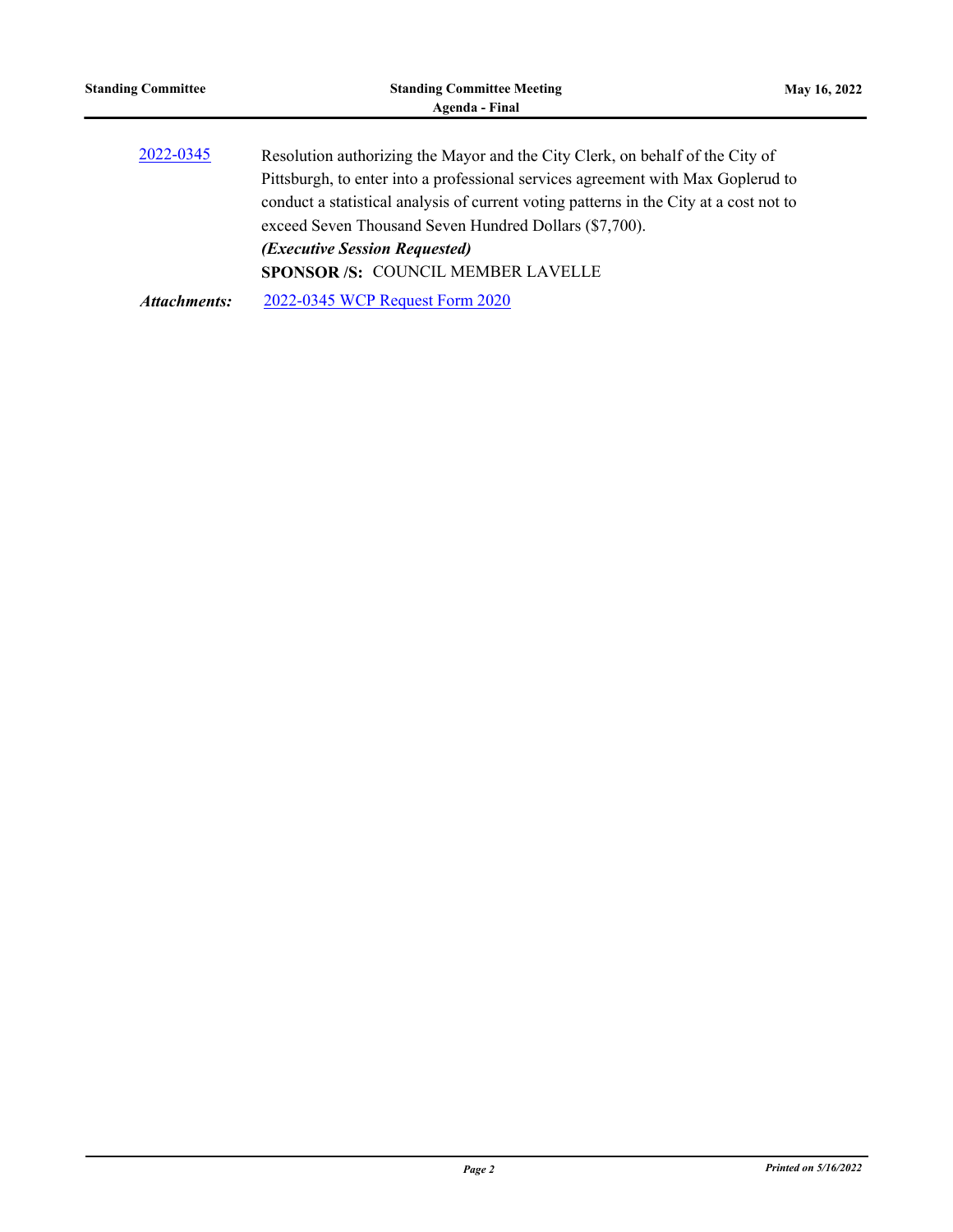2022-0345 Resolution authorizing the Mayor and the City Clerk, on behalf of the City of Pittsburgh, to enter into a professional services agreement with Max Goplerud to conduct a statistical analysis of current voting patterns in the City at a cost not to exceed Seven Thousand Seven Hundred Dollars ($7,700).

***(Executive Session Requested)***

**SPONSOR /S:** COUNCIL MEMBER LAVELLE

***Attachments:*** 2022-0345 WCP Request Form 2020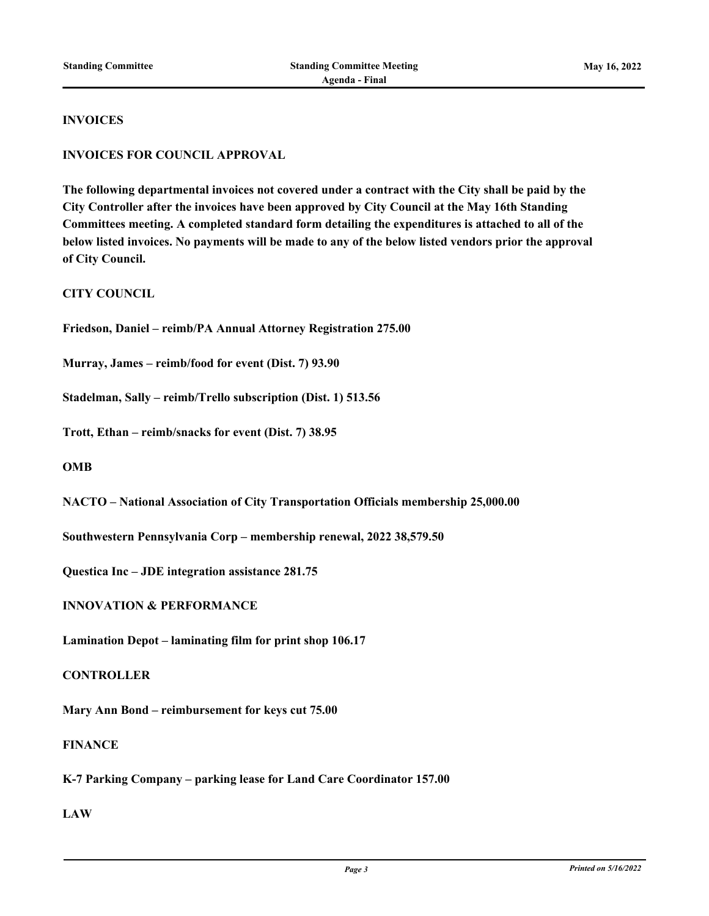## INVOICES

### INVOICES FOR COUNCIL APPROVAL

**The following departmental invoices not covered under a contract with the City shall be paid by the City Controller after the invoices have been approved by City Council at the May 16th Standing Committees meeting. A completed standard form detailing the expenditures is attached to all of the below listed invoices. No payments will be made to any of the below listed vendors prior the approval of City Council.**

### CITY COUNCIL

**Friedson, Daniel – reimb/PA Annual Attorney Registration 275.00**

**Murray, James – reimb/food for event (Dist. 7) 93.90**

**Stadelman, Sally – reimb/Trello subscription (Dist. 1) 513.56**

**Trott, Ethan – reimb/snacks for event (Dist. 7) 38.95**

### OMB

**NACTO – National Association of City Transportation Officials membership 25,000.00**

**Southwestern Pennsylvania Corp – membership renewal, 2022 38,579.50**

**Questica Inc – JDE integration assistance 281.75**

### INNOVATION & PERFORMANCE

**Lamination Depot – laminating film for print shop 106.17**

### CONTROLLER

**Mary Ann Bond – reimbursement for keys cut 75.00**

### FINANCE

**K-7 Parking Company – parking lease for Land Care Coordinator 157.00**

### LAW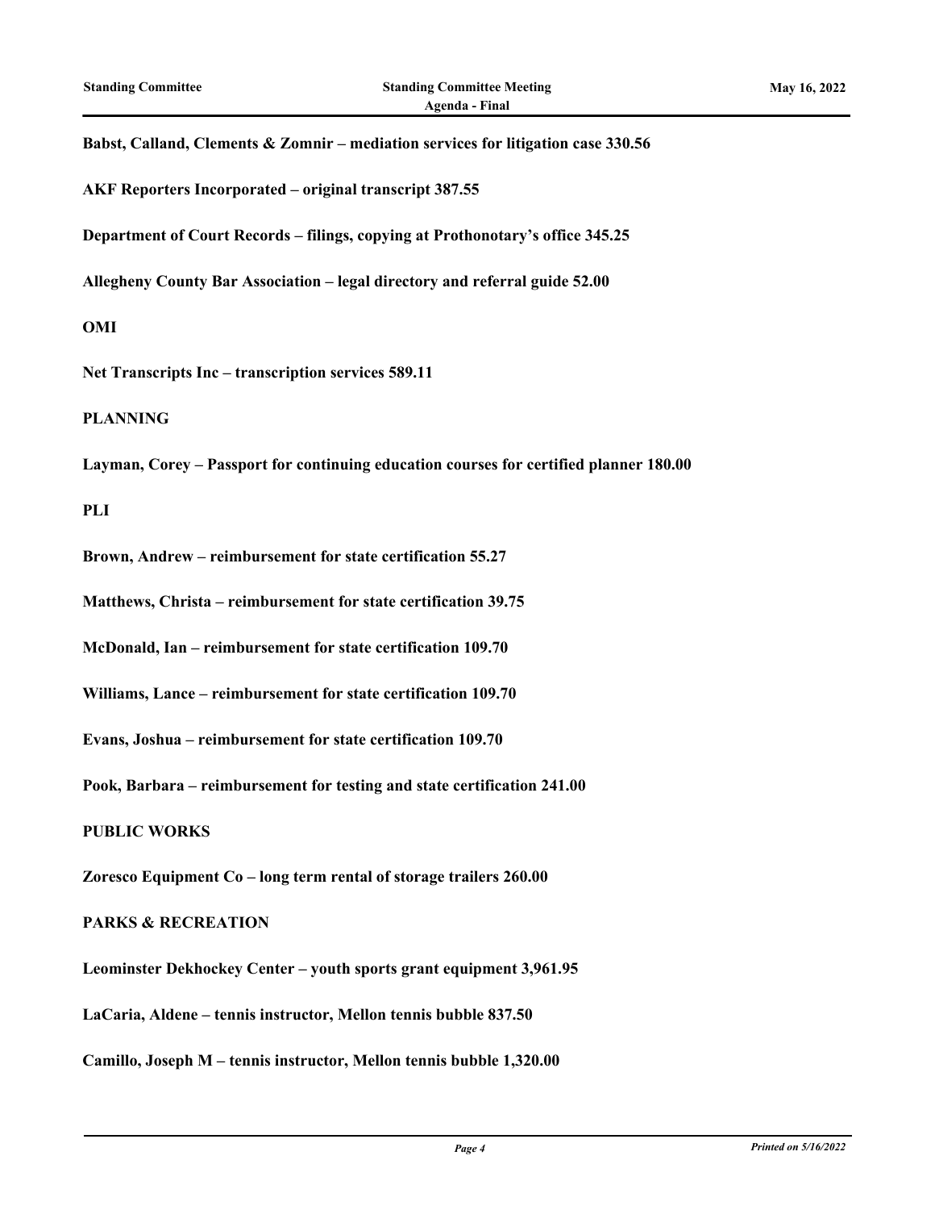**Babst, Calland, Clements & Zomnir – mediation services for litigation case 330.56**

**AKF Reporters Incorporated – original transcript 387.55**

**Department of Court Records – filings, copying at Prothonotary's office 345.25**

**Allegheny County Bar Association – legal directory and referral guide 52.00**

**OMI**

**Net Transcripts Inc – transcription services 589.11**

**PLANNING**

**Layman, Corey – Passport for continuing education courses for certified planner 180.00**

**PLI**

**Brown, Andrew – reimbursement for state certification 55.27**

**Matthews, Christa – reimbursement for state certification 39.75**

**McDonald, Ian – reimbursement for state certification 109.70**

**Williams, Lance – reimbursement for state certification 109.70**

**Evans, Joshua – reimbursement for state certification 109.70**

**Pook, Barbara – reimbursement for testing and state certification 241.00**

**PUBLIC WORKS**

**Zoresco Equipment Co – long term rental of storage trailers 260.00**

**PARKS & RECREATION**

**Leominster Dekhockey Center – youth sports grant equipment 3,961.95**

**LaCaria, Aldene – tennis instructor, Mellon tennis bubble 837.50**

**Camillo, Joseph M – tennis instructor, Mellon tennis bubble 1,320.00**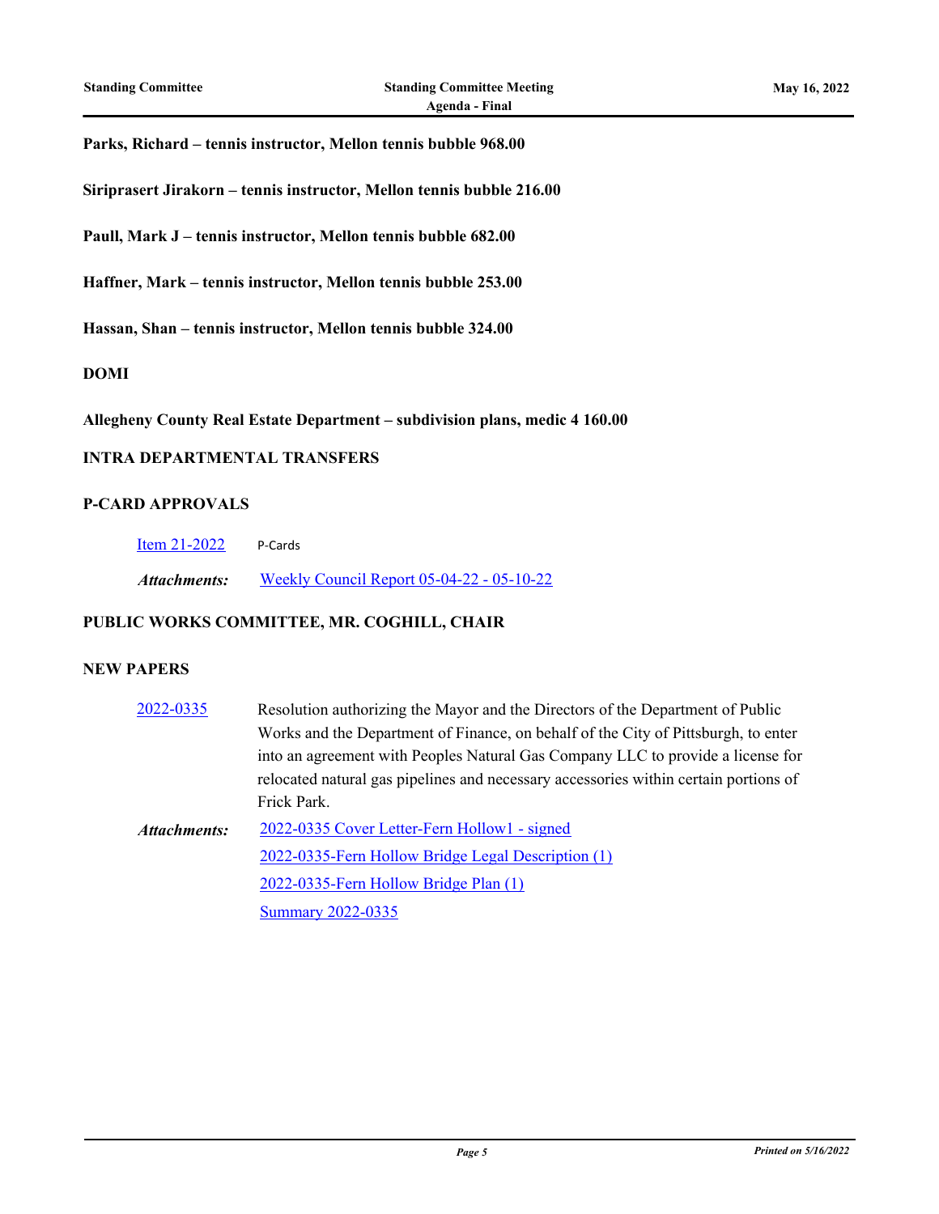**Parks, Richard – tennis instructor, Mellon tennis bubble 968.00**

**Siriprasert Jirakorn – tennis instructor, Mellon tennis bubble 216.00**

**Paull, Mark J – tennis instructor, Mellon tennis bubble 682.00**

**Haffner, Mark – tennis instructor, Mellon tennis bubble 253.00**

**Hassan, Shan – tennis instructor, Mellon tennis bubble 324.00**

**DOMI**

**Allegheny County Real Estate Department – subdivision plans, medic 4 160.00**

**INTRA DEPARTMENTAL TRANSFERS**

**P-CARD APPROVALS**

Item 21-2022 P-Cards

*Attachments:* Weekly Council Report 05-04-22 - 05-10-22

**PUBLIC WORKS COMMITTEE, MR. COGHILL, CHAIR**

**NEW PAPERS**

2022-0335 Resolution authorizing the Mayor and the Directors of the Department of Public Works and the Department of Finance, on behalf of the City of Pittsburgh, to enter into an agreement with Peoples Natural Gas Company LLC to provide a license for relocated natural gas pipelines and necessary accessories within certain portions of Frick Park.

*Attachments:* 2022-0335 Cover Letter-Fern Hollow1 - signed
2022-0335-Fern Hollow Bridge Legal Description (1)
2022-0335-Fern Hollow Bridge Plan (1)
Summary 2022-0335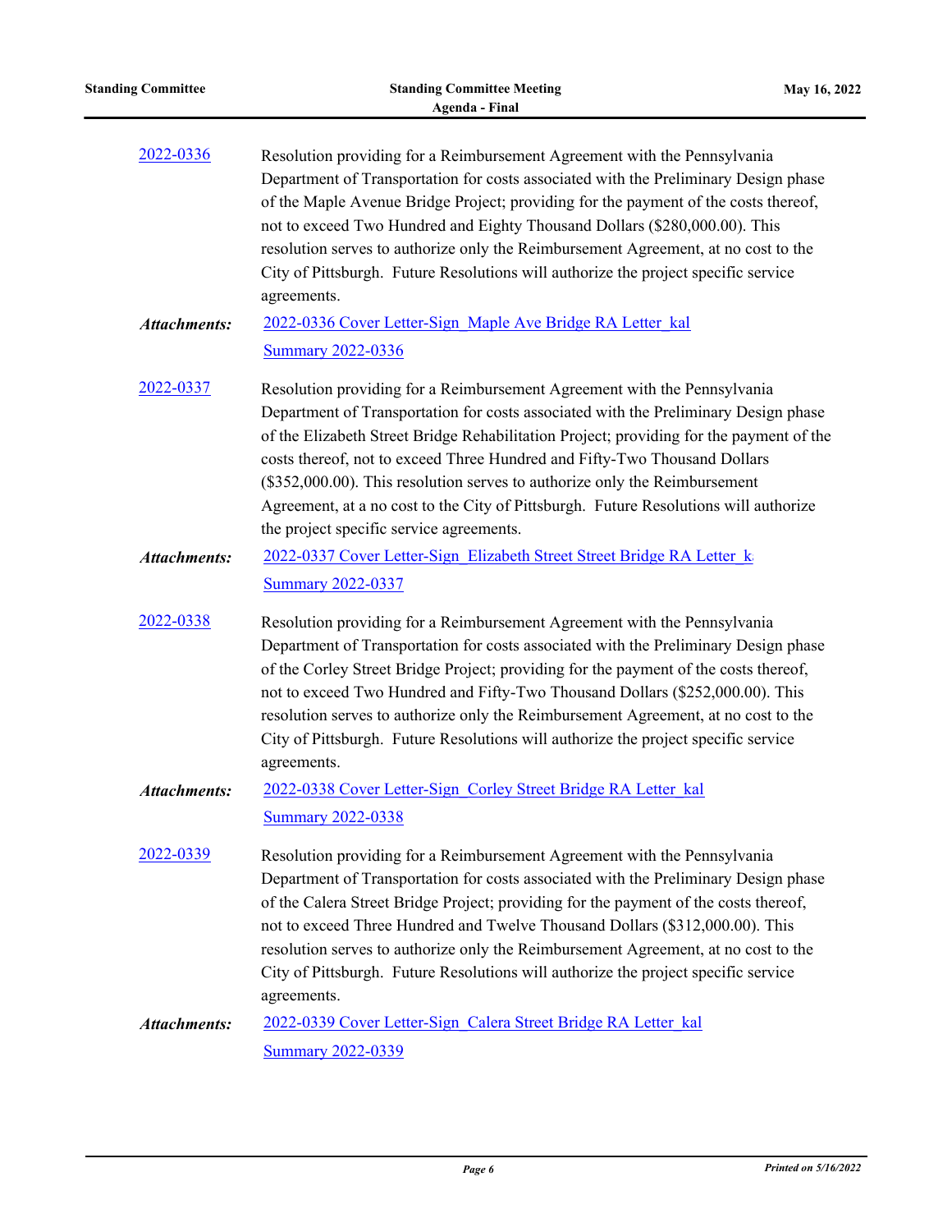[2022-0336](#)

Resolution providing for a Reimbursement Agreement with the Pennsylvania Department of Transportation for costs associated with the Preliminary Design phase of the Maple Avenue Bridge Project; providing for the payment of the costs thereof, not to exceed Two Hundred and Eighty Thousand Dollars ($280,000.00). This resolution serves to authorize only the Reimbursement Agreement, at no cost to the City of Pittsburgh. Future Resolutions will authorize the project specific service agreements.

***Attachments:*** [2022-0336 Cover Letter-Sign_Maple Ave Bridge RA Letter_kal](#)
[Summary 2022-0336](#)

[2022-0337](#)

Resolution providing for a Reimbursement Agreement with the Pennsylvania Department of Transportation for costs associated with the Preliminary Design phase of the Elizabeth Street Bridge Rehabilitation Project; providing for the payment of the costs thereof, not to exceed Three Hundred and Fifty-Two Thousand Dollars ($352,000.00). This resolution serves to authorize only the Reimbursement Agreement, at a no cost to the City of Pittsburgh. Future Resolutions will authorize the project specific service agreements.

***Attachments:*** [2022-0337 Cover Letter-Sign_Elizabeth Street Street Bridge RA Letter_k](#)
[Summary 2022-0337](#)

[2022-0338](#)

Resolution providing for a Reimbursement Agreement with the Pennsylvania Department of Transportation for costs associated with the Preliminary Design phase of the Corley Street Bridge Project; providing for the payment of the costs thereof, not to exceed Two Hundred and Fifty-Two Thousand Dollars ($252,000.00). This resolution serves to authorize only the Reimbursement Agreement, at no cost to the City of Pittsburgh. Future Resolutions will authorize the project specific service agreements.

***Attachments:*** [2022-0338 Cover Letter-Sign_Corley Street Bridge RA Letter_kal](#)
[Summary 2022-0338](#)

[2022-0339](#)

Resolution providing for a Reimbursement Agreement with the Pennsylvania Department of Transportation for costs associated with the Preliminary Design phase of the Calera Street Bridge Project; providing for the payment of the costs thereof, not to exceed Three Hundred and Twelve Thousand Dollars ($312,000.00). This resolution serves to authorize only the Reimbursement Agreement, at no cost to the City of Pittsburgh. Future Resolutions will authorize the project specific service agreements.

***Attachments:*** [2022-0339 Cover Letter-Sign_Calera Street Bridge RA Letter_kal](#)
[Summary 2022-0339](#)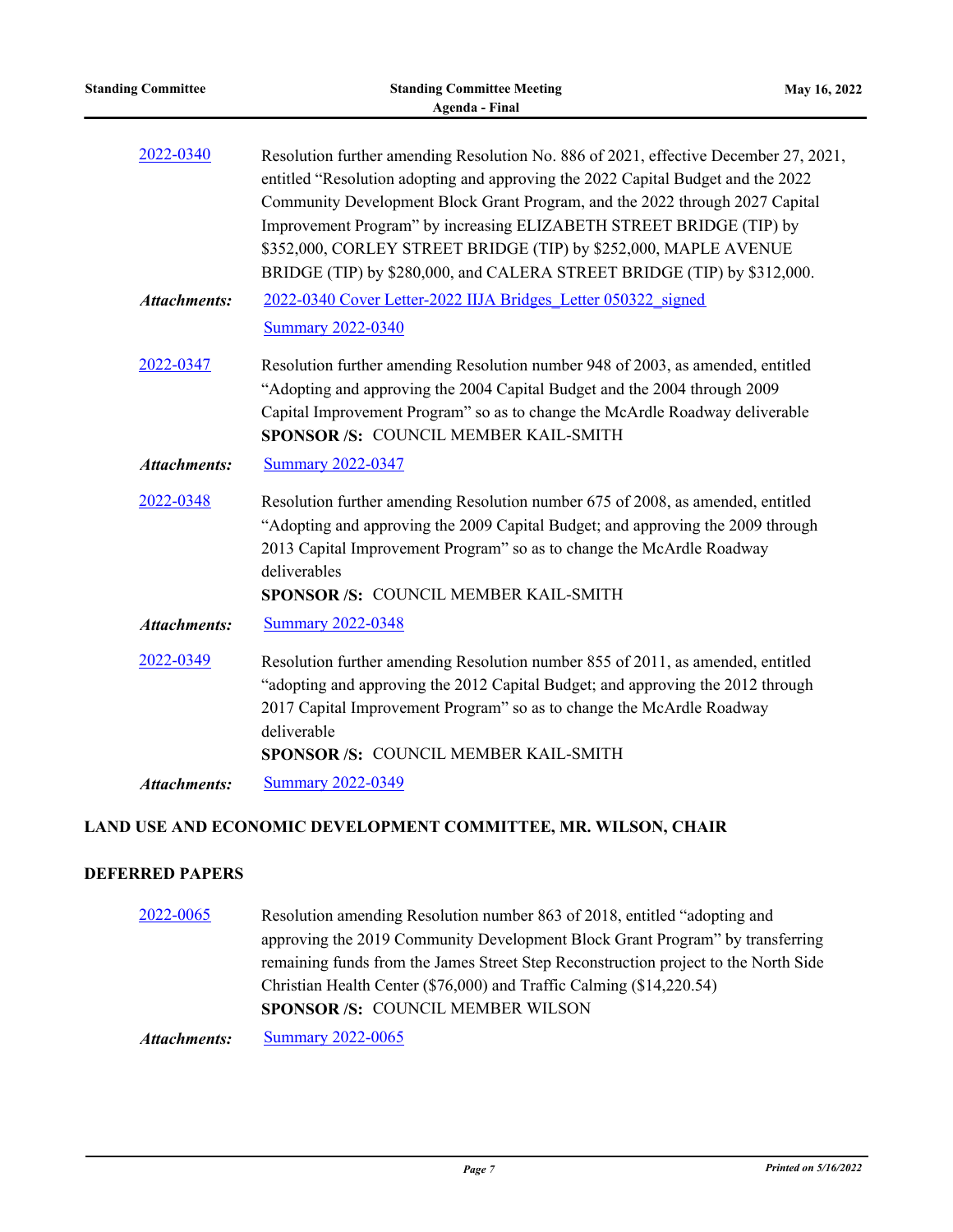2022-0340 Resolution further amending Resolution No. 886 of 2021, effective December 27, 2021, entitled "Resolution adopting and approving the 2022 Capital Budget and the 2022 Community Development Block Grant Program, and the 2022 through 2027 Capital Improvement Program" by increasing ELIZABETH STREET BRIDGE (TIP) by $352,000, CORLEY STREET BRIDGE (TIP) by $252,000, MAPLE AVENUE BRIDGE (TIP) by $280,000, and CALERA STREET BRIDGE (TIP) by $312,000.

***Attachments:*** 2022-0340 Cover Letter-2022 IIJA Bridges_Letter 050322_signed
Summary 2022-0340

2022-0347 Resolution further amending Resolution number 948 of 2003, as amended, entitled "Adopting and approving the 2004 Capital Budget and the 2004 through 2009 Capital Improvement Program" so as to change the McArdle Roadway deliverable
**SPONSOR /S:** COUNCIL MEMBER KAIL-SMITH

***Attachments:*** Summary 2022-0347

2022-0348 Resolution further amending Resolution number 675 of 2008, as amended, entitled "Adopting and approving the 2009 Capital Budget; and approving the 2009 through 2013 Capital Improvement Program" so as to change the McArdle Roadway deliverables
**SPONSOR /S:** COUNCIL MEMBER KAIL-SMITH

***Attachments:*** Summary 2022-0348

2022-0349 Resolution further amending Resolution number 855 of 2011, as amended, entitled "adopting and approving the 2012 Capital Budget; and approving the 2012 through 2017 Capital Improvement Program" so as to change the McArdle Roadway deliverable
**SPONSOR /S:** COUNCIL MEMBER KAIL-SMITH

***Attachments:*** Summary 2022-0349

## LAND USE AND ECONOMIC DEVELOPMENT COMMITTEE, MR. WILSON, CHAIR

### DEFERRED PAPERS

2022-0065 Resolution amending Resolution number 863 of 2018, entitled "adopting and approving the 2019 Community Development Block Grant Program" by transferring remaining funds from the James Street Step Reconstruction project to the North Side Christian Health Center ($76,000) and Traffic Calming ($14,220.54)
**SPONSOR /S:** COUNCIL MEMBER WILSON

***Attachments:*** Summary 2022-0065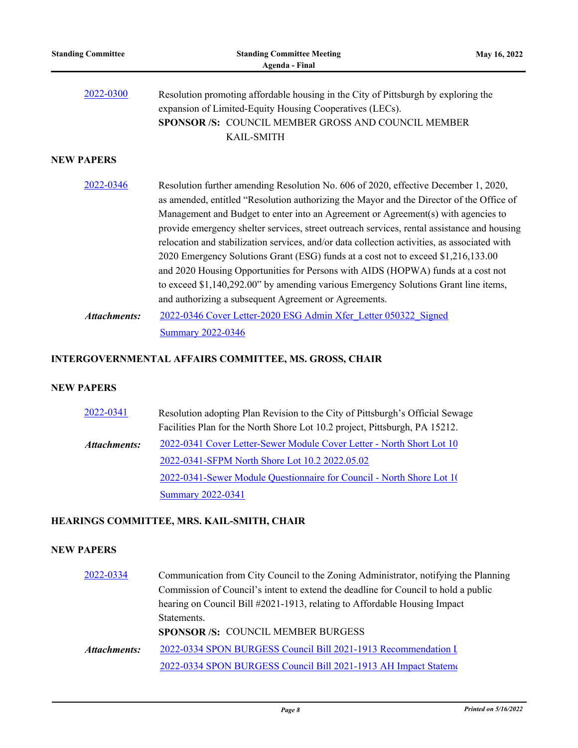[2022-0300](#) Resolution promoting affordable housing in the City of Pittsburgh by exploring the expansion of Limited-Equity Housing Cooperatives (LECs).

**SPONSOR /S:** COUNCIL MEMBER GROSS AND COUNCIL MEMBER KAIL-SMITH

**NEW PAPERS**

[2022-0346](#) Resolution further amending Resolution No. 606 of 2020, effective December 1, 2020, as amended, entitled "Resolution authorizing the Mayor and the Director of the Office of Management and Budget to enter into an Agreement or Agreement(s) with agencies to provide emergency shelter services, street outreach services, rental assistance and housing relocation and stabilization services, and/or data collection activities, as associated with 2020 Emergency Solutions Grant (ESG) funds at a cost not to exceed $1,216,133.00 and 2020 Housing Opportunities for Persons with AIDS (HOPWA) funds at a cost not to exceed $1,140,292.00" by amending various Emergency Solutions Grant line items, and authorizing a subsequent Agreement or Agreements.

*Attachments:* [2022-0346 Cover Letter-2020 ESG Admin Xfer_Letter 050322_Signed](#)
[Summary 2022-0346](#)

## INTERGOVERNMENTAL AFFAIRS COMMITTEE, MS. GROSS, CHAIR

**NEW PAPERS**

[2022-0341](#) Resolution adopting Plan Revision to the City of Pittsburgh's Official Sewage Facilities Plan for the North Shore Lot 10.2 project, Pittsburgh, PA 15212.

*Attachments:* [2022-0341 Cover Letter-Sewer Module Cover Letter - North Short Lot 10](#)
[2022-0341-SFPM North Shore Lot 10.2 2022.05.02](#)
[2022-0341-Sewer Module Questionnaire for Council - North Shore Lot 1(](#)
[Summary 2022-0341](#)

## HEARINGS COMMITTEE, MRS. KAIL-SMITH, CHAIR

**NEW PAPERS**

[2022-0334](#) Communication from City Council to the Zoning Administrator, notifying the Planning Commission of Council's intent to extend the deadline for Council to hold a public hearing on Council Bill #2021-1913, relating to Affordable Housing Impact Statements.

**SPONSOR /S:** COUNCIL MEMBER BURGESS

*Attachments:* [2022-0334 SPON BURGESS Council Bill 2021-1913 Recommendation I](#)
[2022-0334 SPON BURGESS Council Bill 2021-1913 AH Impact Statem](#)